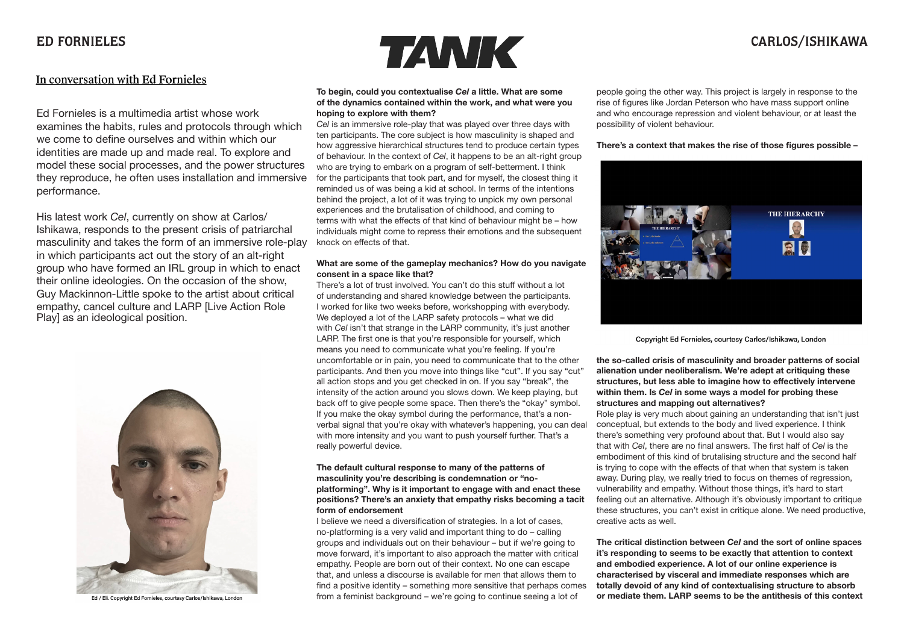# In conversation with Ed Fornieles

Ed Fornieles is a multimedia artist whose work examines the habits, rules and protocols through which we come to define ourselves and within which our identities are made up and made real. To explore and model these social processes, and the power structures they reproduce, he often uses installation and immersive performance.

His latest work *Cel*, currently on show at Carlos/Ishikawa, responds to the present crisis of patriarchal masculinity and takes the form of an immersive role-play in which participants act out the story of an alt-right group who have formed an IRL group in which to enact their online ideologies. On the occasion of the show, Guy Mackinnon-Little spoke to the artist about critical empathy, cancel culture and LARP [Live Action Role Play] as an ideological position.

Ed / Eli. Copyright Ed Fornieles, courtesy Carlos/Ishikawa, London

**To begin, could you contextualise *Cel* a little. What are some of the dynamics contained within the work, and what were you hoping to explore with them?**

*Cel* is an immersive role-play that was played over three days with ten participants. The core subject is how masculinity is shaped and how aggressive hierarchical structures tend to produce certain types of behaviour. In the context of *Cel*, it happens to be an alt-right group who are trying to embark on a program of self-betterment. I think for the participants that took part, and for myself, the closest thing it reminded us of was being a kid at school. In terms of the intentions behind the project, a lot of it was trying to unpick my own personal experiences and the brutalisation of childhood, and coming to terms with what the effects of that kind of behaviour might be – how individuals might come to repress their emotions and the subsequent knock on effects of that.

**What are some of the gameplay mechanics? How do you navigate consent in a space like that?**

There's a lot of trust involved. You can't do this stuff without a lot of understanding and shared knowledge between the participants. I worked for like two weeks before, workshopping with everybody. We deployed a lot of the LARP safety protocols – what we did with *Cel* isn't that strange in the LARP community, it's just another LARP. The first one is that you're responsible for yourself, which means you need to communicate what you're feeling. If you're uncomfortable or in pain, you need to communicate that to the other participants. And then you move into things like "cut". If you say "cut" all action stops and you get checked in on. If you say "break", the intensity of the action around you slows down. We keep playing, but back off to give people some space. Then there's the "okay" symbol. If you make the okay symbol during the performance, that's a non-verbal signal that you're okay with whatever's happening, you can deal with more intensity and you want to push yourself further. That's a really powerful device.

**The default cultural response to many of the patterns of masculinity you're describing is condemnation or "no-platforming". Why is it important to engage with and enact these positions? There's an anxiety that empathy risks becoming a tacit form of endorsement**

I believe we need a diversification of strategies. In a lot of cases, no-platforming is a very valid and important thing to do – calling groups and individuals out on their behaviour – but if we're going to move forward, it's important to also approach the matter with critical empathy. People are born out of their context. No one can escape that, and unless a discourse is available for men that allows them to find a positive identity – something more sensitive that perhaps comes from a feminist background – we're going to continue seeing a lot of people going the other way. This project is largely in response to the rise of figures like Jordan Peterson who have mass support online and who encourage repression and violent behaviour, or at least the possibility of violent behaviour.

**There's a context that makes the rise of those figures possible – the so-called crisis of masculinity and broader patterns of social alienation under neoliberalism. We're adept at critiquing these structures, but less able to imagine how to effectively intervene within them. Is *Cel* in some ways a model for probing these structures and mapping out alternatives?**

Copyright Ed Fornieles, courtesy Carlos/Ishikawa, London

Role play is very much about gaining an understanding that isn't just conceptual, but extends to the body and lived experience. I think there's something very profound about that. But I would also say that with *Cel*, there are no final answers. The first half of *Cel* is the embodiment of this kind of brutalising structure and the second half is trying to cope with the effects of that when that system is taken away. During play, we really tried to focus on themes of regression, vulnerability and empathy. Without those things, it's hard to start feeling out an alternative. Although it's obviously important to critique these structures, you can't exist in critique alone. We need productive, creative acts as well.

**The critical distinction between *Cel* and the sort of online spaces it's responding to seems to be exactly that attention to context and embodied experience. A lot of our online experience is characterised by visceral and immediate responses which are totally devoid of any kind of contextualising structure to absorb or mediate them. LARP seems to be the antithesis of this context**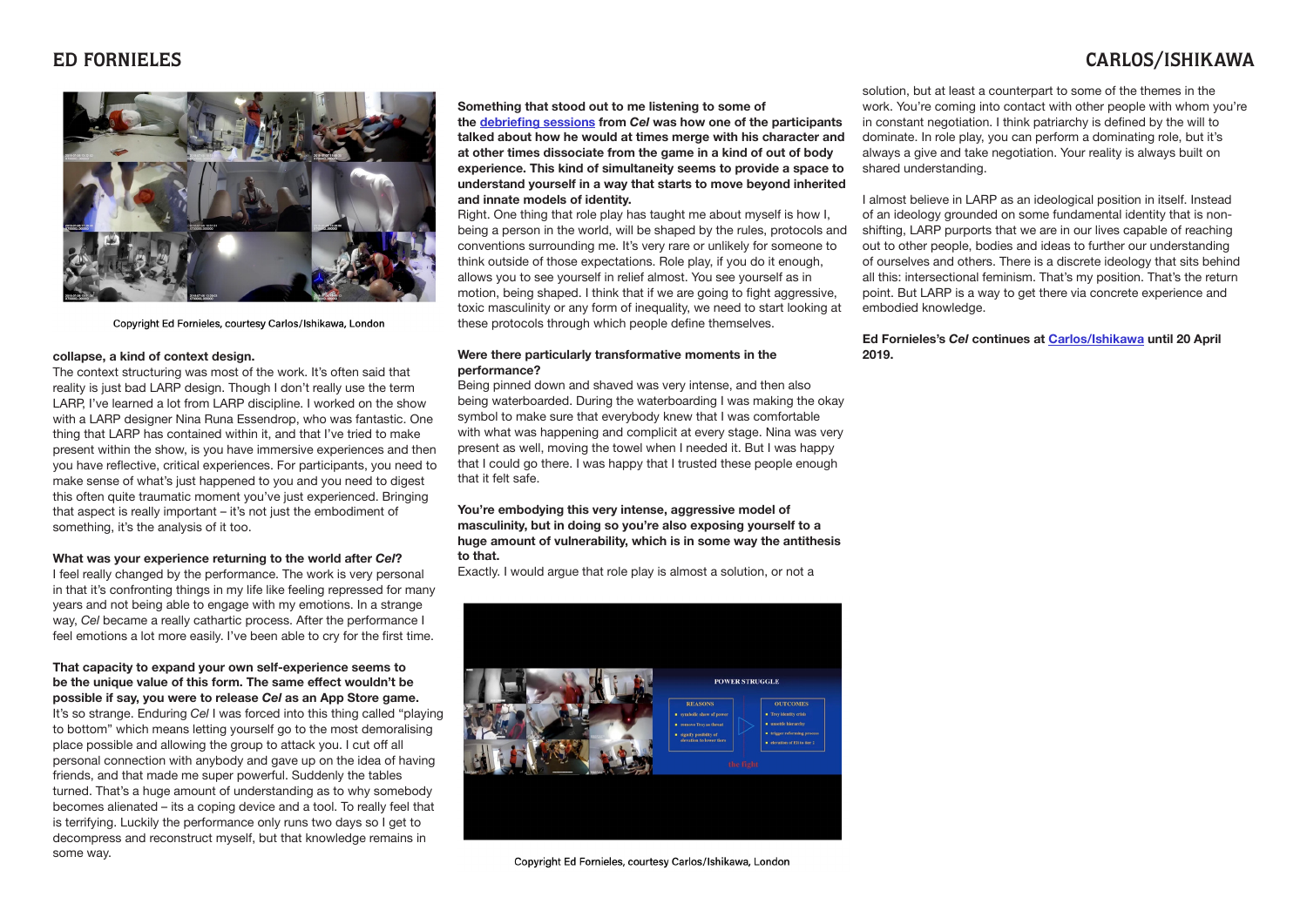Copyright Ed Fornieles, courtesy Carlos/Ishikawa, London

**collapse, a kind of context design.**

The context structuring was most of the work. It's often said that reality is just bad LARP design. Though I don't really use the term LARP, I've learned a lot from LARP discipline. I worked on the show with a LARP designer Nina Runa Essendrop, who was fantastic. One thing that LARP has contained within it, and that I've tried to make present within the show, is you have immersive experiences and then you have reflective, critical experiences. For participants, you need to make sense of what's just happened to you and you need to digest this often quite traumatic moment you've just experienced. Bringing that aspect is really important – it's not just the embodiment of something, it's the analysis of it too.

**What was your experience returning to the world after *Cel*?**

I feel really changed by the performance. The work is very personal in that it's confronting things in my life like feeling repressed for many years and not being able to engage with my emotions. In a strange way, *Cel* became a really cathartic process. After the performance I feel emotions a lot more easily. I've been able to cry for the first time.

**That capacity to expand your own self-experience seems to be the unique value of this form. The same effect wouldn't be possible if say, you were to release *Cel* as an App Store game.**

It's so strange. Enduring *Cel* I was forced into this thing called "playing to bottom" which means letting yourself go to the most demoralising place possible and allowing the group to attack you. I cut off all personal connection with anybody and gave up on the idea of having friends, and that made me super powerful. Suddenly the tables turned. That's a huge amount of understanding as to why somebody becomes alienated – its a coping device and a tool. To really feel that is terrifying. Luckily the performance only runs two days so I get to decompress and reconstruct myself, but that knowledge remains in some way.

**Something that stood out to me listening to some of the [debriefing sessions] from *Cel* was how one of the participants talked about how he would at times merge with his character and at other times dissociate from the game in a kind of out of body experience. This kind of simultaneity seems to provide a space to understand yourself in a way that starts to move beyond inherited and innate models of identity.**

Right. One thing that role play has taught me about myself is how I, being a person in the world, will be shaped by the rules, protocols and conventions surrounding me. It's very rare or unlikely for someone to think outside of those expectations. Role play, if you do it enough, allows you to see yourself in relief almost. You see yourself as in motion, being shaped. I think that if we are going to fight aggressive, toxic masculinity or any form of inequality, we need to start looking at these protocols through which people define themselves.

**Were there particularly transformative moments in the performance?**

Being pinned down and shaved was very intense, and then also being waterboarded. During the waterboarding I was making the okay symbol to make sure that everybody knew that I was comfortable with what was happening and complicit at every stage. Nina was very present as well, moving the towel when I needed it. But I was happy that I could go there. I was happy that I trusted these people enough that it felt safe.

**You're embodying this very intense, aggressive model of masculinity, but in doing so you're also exposing yourself to a huge amount of vulnerability, which is in some way the antithesis to that.**

Exactly. I would argue that role play is almost a solution, or not a solution, but at least a counterpart to some of the themes in the work. You're coming into contact with other people with whom you're in constant negotiation. I think patriarchy is defined by the will to dominate. In role play, you can perform a dominating role, but it's always a give and take negotiation. Your reality is always built on shared understanding.

Copyright Ed Fornieles, courtesy Carlos/Ishikawa, London

I almost believe in LARP as an ideological position in itself. Instead of an ideology grounded on some fundamental identity that is non-shifting, LARP purports that we are in our lives capable of reaching out to other people, bodies and ideas to further our understanding of ourselves and others. There is a discrete ideology that sits behind all this: intersectional feminism. That's my position. That's the return point. But LARP is a way to get there via concrete experience and embodied knowledge.

**Ed Fornieles's *Cel* continues at [Carlos/Ishikawa] until 20 April 2019.**